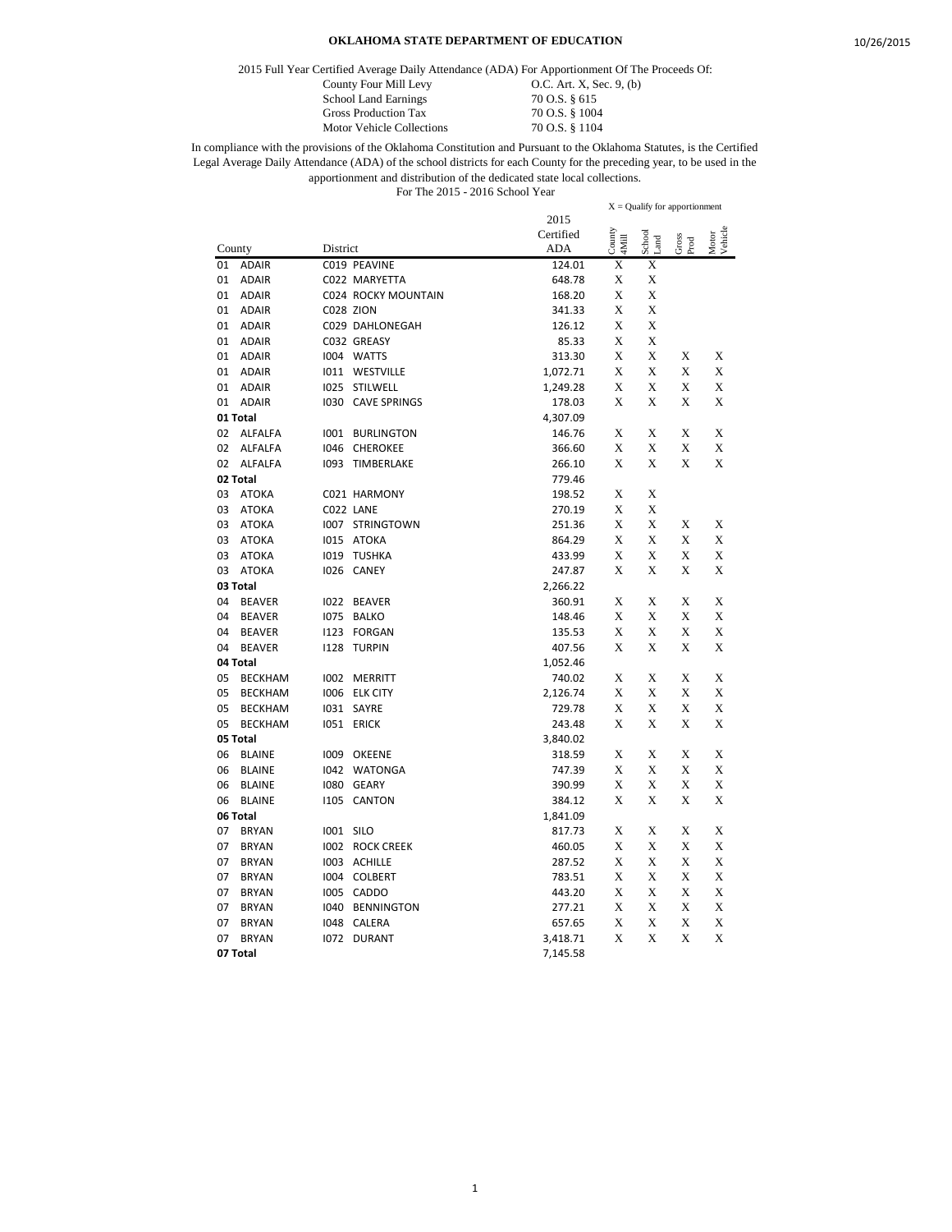# OKLAHOMA STATE DEPARTMENT OF EDUCATION

2015 Full Year Certified Average Daily Attendance (ADA) For Apportionment Of The Proceeds Of:

| | |
|---|---|
| County Four Mill Levy | O.C. Art. X, Sec. 9, (b) |
| School Land Earnings | 70 O.S. § 615 |
| Gross Production Tax | 70 O.S. § 1004 |
| Motor Vehicle Collections | 70 O.S. § 1104 |

In compliance with the provisions of the Oklahoma Constitution and Pursuant to the Oklahoma Statutes, is the Certified Legal Average Daily Attendance (ADA) of the school districts for each County for the preceding year, to be used in the apportionment and distribution of the dedicated state local collections.

For The 2015 - 2016 School Year

X = Qualify for apportionment

| County | | District | | 2015 Certified ADA | County 4Mill | School Land | Gross Prod | Motor Vehicle |
|---|---|---|---|---|---|---|---|---|
| 01 | ADAIR | C019 | PEAVINE | 124.01 | X | X | | |
| 01 | ADAIR | C022 | MARYETTA | 648.78 | X | X | | |
| 01 | ADAIR | C024 | ROCKY MOUNTAIN | 168.20 | X | X | | |
| 01 | ADAIR | C028 | ZION | 341.33 | X | X | | |
| 01 | ADAIR | C029 | DAHLONEGAH | 126.12 | X | X | | |
| 01 | ADAIR | C032 | GREASY | 85.33 | X | X | | |
| 01 | ADAIR | I004 | WATTS | 313.30 | X | X | X | X |
| 01 | ADAIR | I011 | WESTVILLE | 1,072.71 | X | X | X | X |
| 01 | ADAIR | I025 | STILWELL | 1,249.28 | X | X | X | X |
| 01 | ADAIR | I030 | CAVE SPRINGS | 178.03 | X | X | X | X |
| **01 Total** | | | | 4,307.09 | | | | |
| 02 | ALFALFA | I001 | BURLINGTON | 146.76 | X | X | X | X |
| 02 | ALFALFA | I046 | CHEROKEE | 366.60 | X | X | X | X |
| 02 | ALFALFA | I093 | TIMBERLAKE | 266.10 | X | X | X | X |
| **02 Total** | | | | 779.46 | | | | |
| 03 | ATOKA | C021 | HARMONY | 198.52 | X | X | | |
| 03 | ATOKA | C022 | LANE | 270.19 | X | X | | |
| 03 | ATOKA | I007 | STRINGTOWN | 251.36 | X | X | X | X |
| 03 | ATOKA | I015 | ATOKA | 864.29 | X | X | X | X |
| 03 | ATOKA | I019 | TUSHKA | 433.99 | X | X | X | X |
| 03 | ATOKA | I026 | CANEY | 247.87 | X | X | X | X |
| **03 Total** | | | | 2,266.22 | | | | |
| 04 | BEAVER | I022 | BEAVER | 360.91 | X | X | X | X |
| 04 | BEAVER | I075 | BALKO | 148.46 | X | X | X | X |
| 04 | BEAVER | I123 | FORGAN | 135.53 | X | X | X | X |
| 04 | BEAVER | I128 | TURPIN | 407.56 | X | X | X | X |
| **04 Total** | | | | 1,052.46 | | | | |
| 05 | BECKHAM | I002 | MERRITT | 740.02 | X | X | X | X |
| 05 | BECKHAM | I006 | ELK CITY | 2,126.74 | X | X | X | X |
| 05 | BECKHAM | I031 | SAYRE | 729.78 | X | X | X | X |
| 05 | BECKHAM | I051 | ERICK | 243.48 | X | X | X | X |
| **05 Total** | | | | 3,840.02 | | | | |
| 06 | BLAINE | I009 | OKEENE | 318.59 | X | X | X | X |
| 06 | BLAINE | I042 | WATONGA | 747.39 | X | X | X | X |
| 06 | BLAINE | I080 | GEARY | 390.99 | X | X | X | X |
| 06 | BLAINE | I105 | CANTON | 384.12 | X | X | X | X |
| **06 Total** | | | | 1,841.09 | | | | |
| 07 | BRYAN | I001 | SILO | 817.73 | X | X | X | X |
| 07 | BRYAN | I002 | ROCK CREEK | 460.05 | X | X | X | X |
| 07 | BRYAN | I003 | ACHILLE | 287.52 | X | X | X | X |
| 07 | BRYAN | I004 | COLBERT | 783.51 | X | X | X | X |
| 07 | BRYAN | I005 | CADDO | 443.20 | X | X | X | X |
| 07 | BRYAN | I040 | BENNINGTON | 277.21 | X | X | X | X |
| 07 | BRYAN | I048 | CALERA | 657.65 | X | X | X | X |
| 07 | BRYAN | I072 | DURANT | 3,418.71 | X | X | X | X |
| **07 Total** | | | | 7,145.58 | | | | |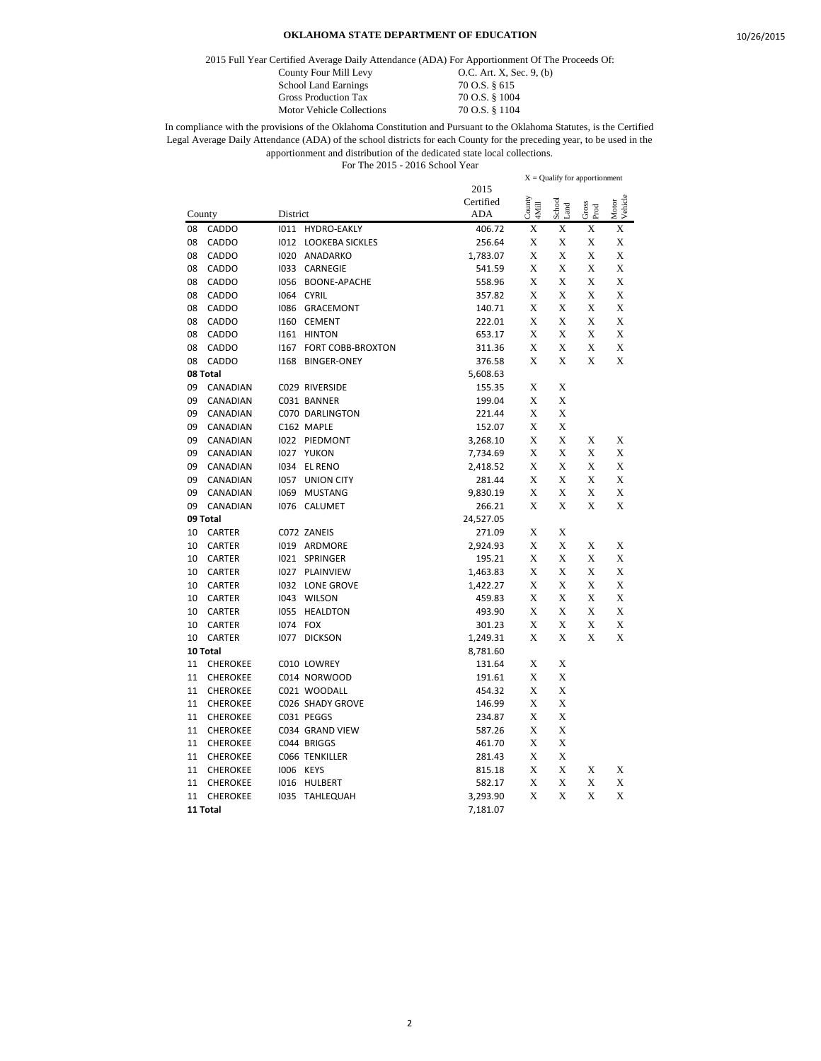# OKLAHOMA STATE DEPARTMENT OF EDUCATION

2015 Full Year Certified Average Daily Attendance (ADA) For Apportionment Of The Proceeds Of:

| | |
|---|---|
| County Four Mill Levy | O.C. Art. X, Sec. 9, (b) |
| School Land Earnings | 70 O.S. § 615 |
| Gross Production Tax | 70 O.S. § 1004 |
| Motor Vehicle Collections | 70 O.S. § 1104 |

In compliance with the provisions of the Oklahoma Constitution and Pursuant to the Oklahoma Statutes, is the Certified Legal Average Daily Attendance (ADA) of the school districts for each County for the preceding year, to be used in the apportionment and distribution of the dedicated state local collections.

For The 2015 - 2016 School Year

X = Qualify for apportionment

| County | | District | | 2015 Certified ADA | County 4Mill | School Land | Gross Prod | Motor Vehicle |
|---|---|---|---|---|---|---|---|---|
| 08 | CADDO | I011 | HYDRO-EAKLY | 406.72 | X | X | X | X |
| 08 | CADDO | I012 | LOOKEBA SICKLES | 256.64 | X | X | X | X |
| 08 | CADDO | I020 | ANADARKO | 1,783.07 | X | X | X | X |
| 08 | CADDO | I033 | CARNEGIE | 541.59 | X | X | X | X |
| 08 | CADDO | I056 | BOONE-APACHE | 558.96 | X | X | X | X |
| 08 | CADDO | I064 | CYRIL | 357.82 | X | X | X | X |
| 08 | CADDO | I086 | GRACEMONT | 140.71 | X | X | X | X |
| 08 | CADDO | I160 | CEMENT | 222.01 | X | X | X | X |
| 08 | CADDO | I161 | HINTON | 653.17 | X | X | X | X |
| 08 | CADDO | I167 | FORT COBB-BROXTON | 311.36 | X | X | X | X |
| 08 | CADDO | I168 | BINGER-ONEY | 376.58 | X | X | X | X |
| **08 Total** | | | | 5,608.63 | | | | |
| 09 | CANADIAN | C029 | RIVERSIDE | 155.35 | X | X | | |
| 09 | CANADIAN | C031 | BANNER | 199.04 | X | X | | |
| 09 | CANADIAN | C070 | DARLINGTON | 221.44 | X | X | | |
| 09 | CANADIAN | C162 | MAPLE | 152.07 | X | X | | |
| 09 | CANADIAN | I022 | PIEDMONT | 3,268.10 | X | X | X | X |
| 09 | CANADIAN | I027 | YUKON | 7,734.69 | X | X | X | X |
| 09 | CANADIAN | I034 | EL RENO | 2,418.52 | X | X | X | X |
| 09 | CANADIAN | I057 | UNION CITY | 281.44 | X | X | X | X |
| 09 | CANADIAN | I069 | MUSTANG | 9,830.19 | X | X | X | X |
| 09 | CANADIAN | I076 | CALUMET | 266.21 | X | X | X | X |
| **09 Total** | | | | 24,527.05 | | | | |
| 10 | CARTER | C072 | ZANEIS | 271.09 | X | X | | |
| 10 | CARTER | I019 | ARDMORE | 2,924.93 | X | X | X | X |
| 10 | CARTER | I021 | SPRINGER | 195.21 | X | X | X | X |
| 10 | CARTER | I027 | PLAINVIEW | 1,463.83 | X | X | X | X |
| 10 | CARTER | I032 | LONE GROVE | 1,422.27 | X | X | X | X |
| 10 | CARTER | I043 | WILSON | 459.83 | X | X | X | X |
| 10 | CARTER | I055 | HEALDTON | 493.90 | X | X | X | X |
| 10 | CARTER | I074 | FOX | 301.23 | X | X | X | X |
| 10 | CARTER | I077 | DICKSON | 1,249.31 | X | X | X | X |
| **10 Total** | | | | 8,781.60 | | | | |
| 11 | CHEROKEE | C010 | LOWREY | 131.64 | X | X | | |
| 11 | CHEROKEE | C014 | NORWOOD | 191.61 | X | X | | |
| 11 | CHEROKEE | C021 | WOODALL | 454.32 | X | X | | |
| 11 | CHEROKEE | C026 | SHADY GROVE | 146.99 | X | X | | |
| 11 | CHEROKEE | C031 | PEGGS | 234.87 | X | X | | |
| 11 | CHEROKEE | C034 | GRAND VIEW | 587.26 | X | X | | |
| 11 | CHEROKEE | C044 | BRIGGS | 461.70 | X | X | | |
| 11 | CHEROKEE | C066 | TENKILLER | 281.43 | X | X | | |
| 11 | CHEROKEE | I006 | KEYS | 815.18 | X | X | X | X |
| 11 | CHEROKEE | I016 | HULBERT | 582.17 | X | X | X | X |
| 11 | CHEROKEE | I035 | TAHLEQUAH | 3,293.90 | X | X | X | X |
| **11 Total** | | | | 7,181.07 | | | | |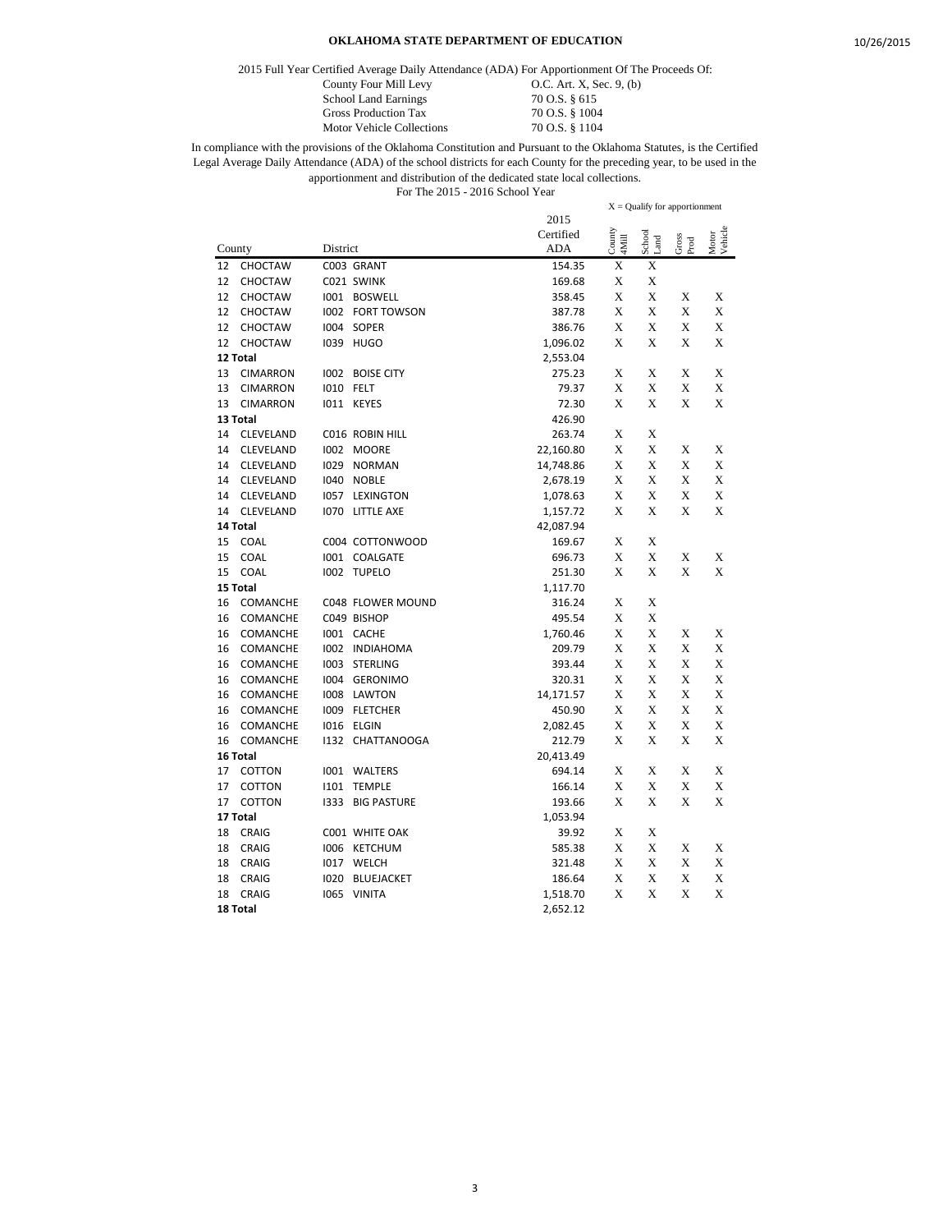**OKLAHOMA STATE DEPARTMENT OF EDUCATION**

2015 Full Year Certified Average Daily Attendance (ADA) For Apportionment Of The Proceeds Of:

| | |
|---|---|
| County Four Mill Levy | O.C. Art. X, Sec. 9, (b) |
| School Land Earnings | 70 O.S. § 615 |
| Gross Production Tax | 70 O.S. § 1004 |
| Motor Vehicle Collections | 70 O.S. § 1104 |

In compliance with the provisions of the Oklahoma Constitution and Pursuant to the Oklahoma Statutes, is the Certified Legal Average Daily Attendance (ADA) of the school districts for each County for the preceding year, to be used in the apportionment and distribution of the dedicated state local collections.

For The 2015 - 2016 School Year

X = Qualify for apportionment

| County | | District | | 2015 Certified ADA | County 4Mill | School Land | Gross Prod | Motor Vehicle |
|---|---|---|---|---|---|---|---|---|
| 12 | CHOCTAW | C003 | GRANT | 154.35 | X | X | | |
| 12 | CHOCTAW | C021 | SWINK | 169.68 | X | X | | |
| 12 | CHOCTAW | I001 | BOSWELL | 358.45 | X | X | X | X |
| 12 | CHOCTAW | I002 | FORT TOWSON | 387.78 | X | X | X | X |
| 12 | CHOCTAW | I004 | SOPER | 386.76 | X | X | X | X |
| 12 | CHOCTAW | I039 | HUGO | 1,096.02 | X | X | X | X |
| **12 Total** | | | | 2,553.04 | | | | |
| 13 | CIMARRON | I002 | BOISE CITY | 275.23 | X | X | X | X |
| 13 | CIMARRON | I010 | FELT | 79.37 | X | X | X | X |
| 13 | CIMARRON | I011 | KEYES | 72.30 | X | X | X | X |
| **13 Total** | | | | 426.90 | | | | |
| 14 | CLEVELAND | C016 | ROBIN HILL | 263.74 | X | X | | |
| 14 | CLEVELAND | I002 | MOORE | 22,160.80 | X | X | X | X |
| 14 | CLEVELAND | I029 | NORMAN | 14,748.86 | X | X | X | X |
| 14 | CLEVELAND | I040 | NOBLE | 2,678.19 | X | X | X | X |
| 14 | CLEVELAND | I057 | LEXINGTON | 1,078.63 | X | X | X | X |
| 14 | CLEVELAND | I070 | LITTLE AXE | 1,157.72 | X | X | X | X |
| **14 Total** | | | | 42,087.94 | | | | |
| 15 | COAL | C004 | COTTONWOOD | 169.67 | X | X | | |
| 15 | COAL | I001 | COALGATE | 696.73 | X | X | X | X |
| 15 | COAL | I002 | TUPELO | 251.30 | X | X | X | X |
| **15 Total** | | | | 1,117.70 | | | | |
| 16 | COMANCHE | C048 | FLOWER MOUND | 316.24 | X | X | | |
| 16 | COMANCHE | C049 | BISHOP | 495.54 | X | X | | |
| 16 | COMANCHE | I001 | CACHE | 1,760.46 | X | X | X | X |
| 16 | COMANCHE | I002 | INDIAHOMA | 209.79 | X | X | X | X |
| 16 | COMANCHE | I003 | STERLING | 393.44 | X | X | X | X |
| 16 | COMANCHE | I004 | GERONIMO | 320.31 | X | X | X | X |
| 16 | COMANCHE | I008 | LAWTON | 14,171.57 | X | X | X | X |
| 16 | COMANCHE | I009 | FLETCHER | 450.90 | X | X | X | X |
| 16 | COMANCHE | I016 | ELGIN | 2,082.45 | X | X | X | X |
| 16 | COMANCHE | I132 | CHATTANOOGA | 212.79 | X | X | X | X |
| **16 Total** | | | | 20,413.49 | | | | |
| 17 | COTTON | I001 | WALTERS | 694.14 | X | X | X | X |
| 17 | COTTON | I101 | TEMPLE | 166.14 | X | X | X | X |
| 17 | COTTON | I333 | BIG PASTURE | 193.66 | X | X | X | X |
| **17 Total** | | | | 1,053.94 | | | | |
| 18 | CRAIG | C001 | WHITE OAK | 39.92 | X | X | | |
| 18 | CRAIG | I006 | KETCHUM | 585.38 | X | X | X | X |
| 18 | CRAIG | I017 | WELCH | 321.48 | X | X | X | X |
| 18 | CRAIG | I020 | BLUEJACKET | 186.64 | X | X | X | X |
| 18 | CRAIG | I065 | VINITA | 1,518.70 | X | X | X | X |
| **18 Total** | | | | 2,652.12 | | | | |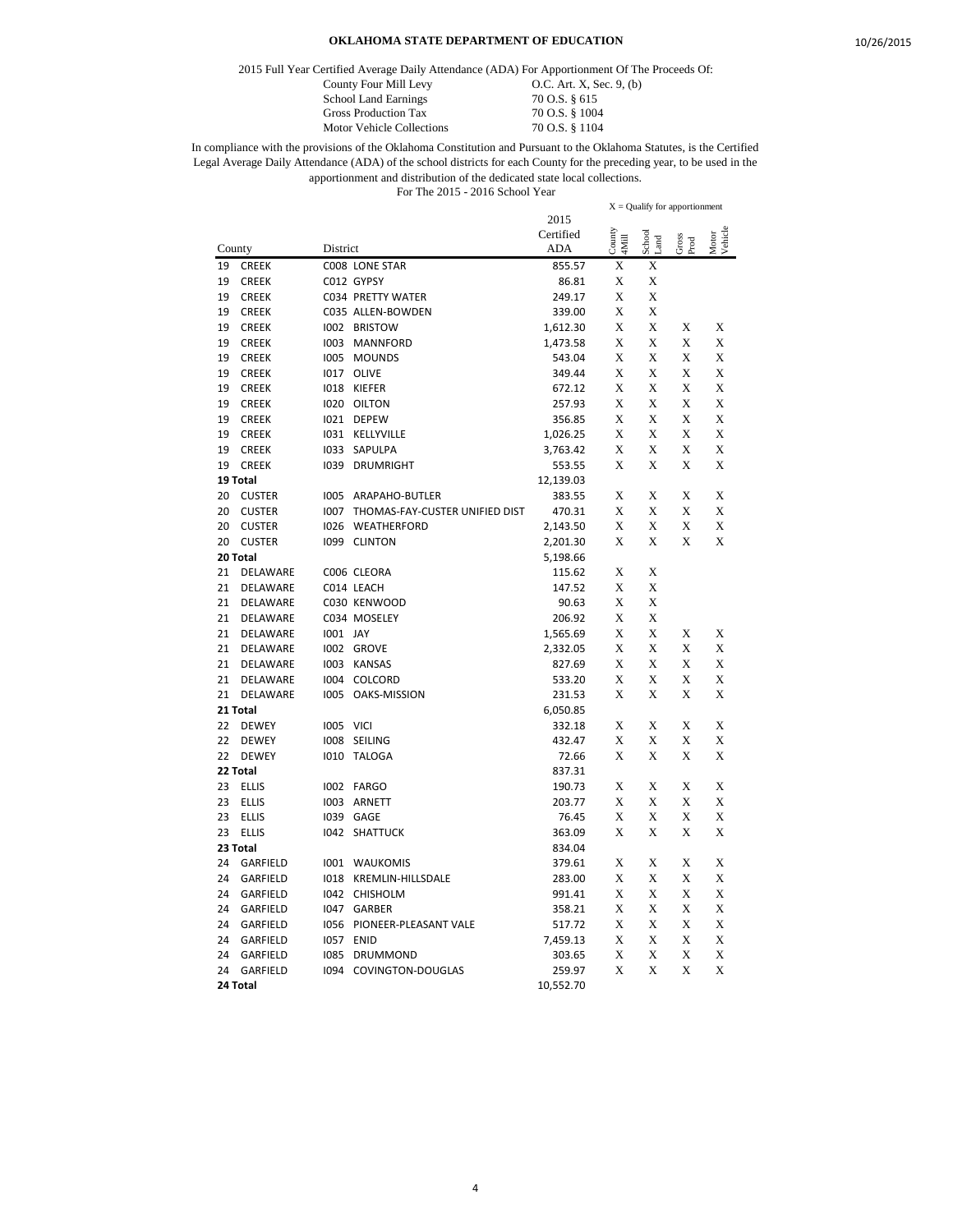# OKLAHOMA STATE DEPARTMENT OF EDUCATION

10/26/2015

2015 Full Year Certified Average Daily Attendance (ADA) For Apportionment Of The Proceeds Of:

| | |
|---|---|
| County Four Mill Levy | O.C. Art. X, Sec. 9, (b) |
| School Land Earnings | 70 O.S. § 615 |
| Gross Production Tax | 70 O.S. § 1004 |
| Motor Vehicle Collections | 70 O.S. § 1104 |

In compliance with the provisions of the Oklahoma Constitution and Pursuant to the Oklahoma Statutes, is the Certified Legal Average Daily Attendance (ADA) of the school districts for each County for the preceding year, to be used in the apportionment and distribution of the dedicated state local collections.

For The 2015 - 2016 School Year

X = Qualify for apportionment

| County | | District | | 2015 Certified ADA | County 4Mill | School Land | Gross Prod | Motor Vehicle |
|---|---|---|---|---|---|---|---|---|
| 19 | CREEK | C008 | LONE STAR | 855.57 | X | X | | |
| 19 | CREEK | C012 | GYPSY | 86.81 | X | X | | |
| 19 | CREEK | C034 | PRETTY WATER | 249.17 | X | X | | |
| 19 | CREEK | C035 | ALLEN-BOWDEN | 339.00 | X | X | | |
| 19 | CREEK | I002 | BRISTOW | 1,612.30 | X | X | X | X |
| 19 | CREEK | I003 | MANNFORD | 1,473.58 | X | X | X | X |
| 19 | CREEK | I005 | MOUNDS | 543.04 | X | X | X | X |
| 19 | CREEK | I017 | OLIVE | 349.44 | X | X | X | X |
| 19 | CREEK | I018 | KIEFER | 672.12 | X | X | X | X |
| 19 | CREEK | I020 | OILTON | 257.93 | X | X | X | X |
| 19 | CREEK | I021 | DEPEW | 356.85 | X | X | X | X |
| 19 | CREEK | I031 | KELLYVILLE | 1,026.25 | X | X | X | X |
| 19 | CREEK | I033 | SAPULPA | 3,763.42 | X | X | X | X |
| 19 | CREEK | I039 | DRUMRIGHT | 553.55 | X | X | X | X |
| **19 Total** | | | | 12,139.03 | | | | |
| 20 | CUSTER | I005 | ARAPAHO-BUTLER | 383.55 | X | X | X | X |
| 20 | CUSTER | I007 | THOMAS-FAY-CUSTER UNIFIED DIST | 470.31 | X | X | X | X |
| 20 | CUSTER | I026 | WEATHERFORD | 2,143.50 | X | X | X | X |
| 20 | CUSTER | I099 | CLINTON | 2,201.30 | X | X | X | X |
| **20 Total** | | | | 5,198.66 | | | | |
| 21 | DELAWARE | C006 | CLEORA | 115.62 | X | X | | |
| 21 | DELAWARE | C014 | LEACH | 147.52 | X | X | | |
| 21 | DELAWARE | C030 | KENWOOD | 90.63 | X | X | | |
| 21 | DELAWARE | C034 | MOSELEY | 206.92 | X | X | | |
| 21 | DELAWARE | I001 | JAY | 1,565.69 | X | X | X | X |
| 21 | DELAWARE | I002 | GROVE | 2,332.05 | X | X | X | X |
| 21 | DELAWARE | I003 | KANSAS | 827.69 | X | X | X | X |
| 21 | DELAWARE | I004 | COLCORD | 533.20 | X | X | X | X |
| 21 | DELAWARE | I005 | OAKS-MISSION | 231.53 | X | X | X | X |
| **21 Total** | | | | 6,050.85 | | | | |
| 22 | DEWEY | I005 | VICI | 332.18 | X | X | X | X |
| 22 | DEWEY | I008 | SEILING | 432.47 | X | X | X | X |
| 22 | DEWEY | I010 | TALOGA | 72.66 | X | X | X | X |
| **22 Total** | | | | 837.31 | | | | |
| 23 | ELLIS | I002 | FARGO | 190.73 | X | X | X | X |
| 23 | ELLIS | I003 | ARNETT | 203.77 | X | X | X | X |
| 23 | ELLIS | I039 | GAGE | 76.45 | X | X | X | X |
| 23 | ELLIS | I042 | SHATTUCK | 363.09 | X | X | X | X |
| **23 Total** | | | | 834.04 | | | | |
| 24 | GARFIELD | I001 | WAUKOMIS | 379.61 | X | X | X | X |
| 24 | GARFIELD | I018 | KREMLIN-HILLSDALE | 283.00 | X | X | X | X |
| 24 | GARFIELD | I042 | CHISHOLM | 991.41 | X | X | X | X |
| 24 | GARFIELD | I047 | GARBER | 358.21 | X | X | X | X |
| 24 | GARFIELD | I056 | PIONEER-PLEASANT VALE | 517.72 | X | X | X | X |
| 24 | GARFIELD | I057 | ENID | 7,459.13 | X | X | X | X |
| 24 | GARFIELD | I085 | DRUMMOND | 303.65 | X | X | X | X |
| 24 | GARFIELD | I094 | COVINGTON-DOUGLAS | 259.97 | X | X | X | X |
| **24 Total** | | | | 10,552.70 | | | | |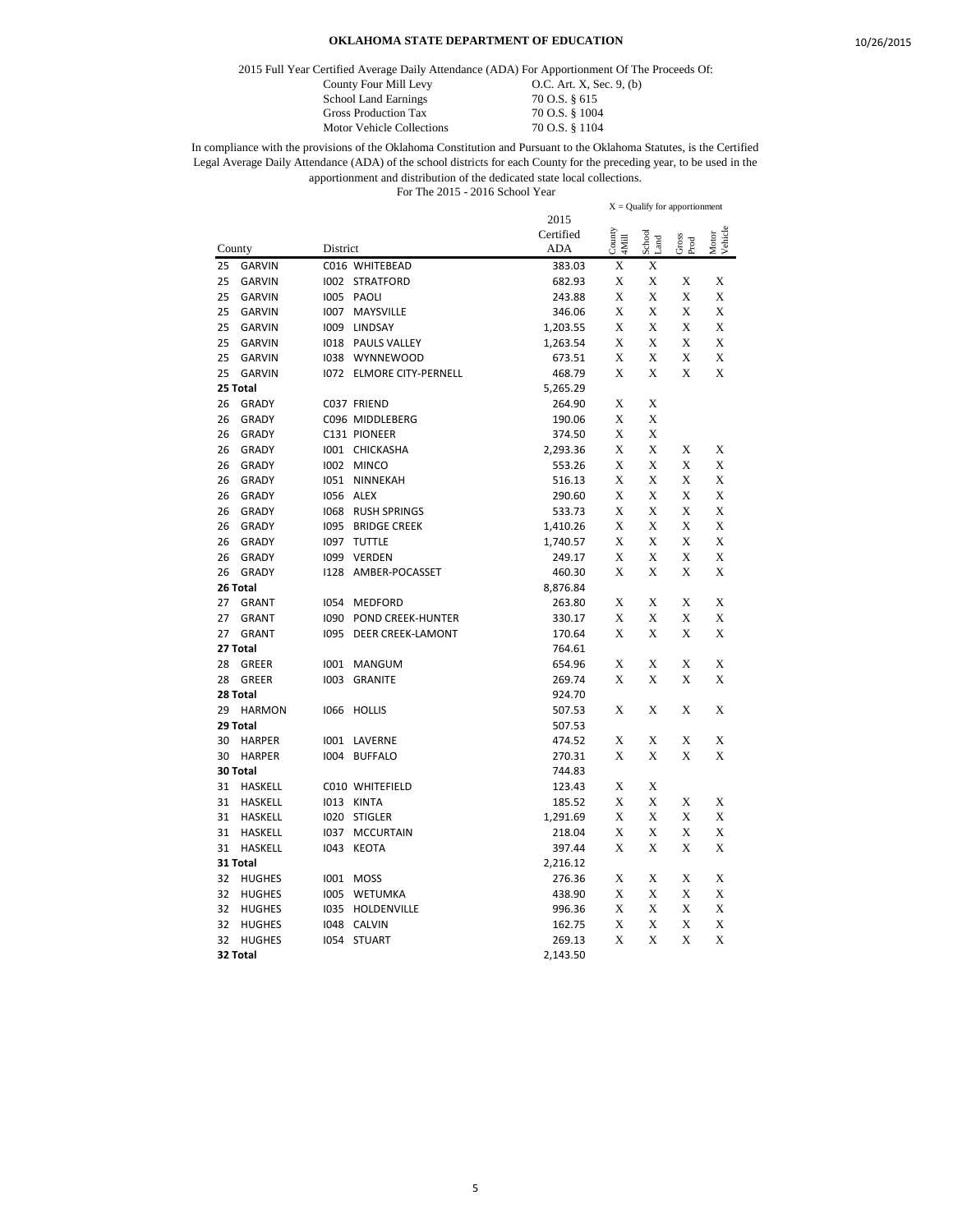**OKLAHOMA STATE DEPARTMENT OF EDUCATION**

2015 Full Year Certified Average Daily Attendance (ADA) For Apportionment Of The Proceeds Of:

| | |
|---|---|
| County Four Mill Levy | O.C. Art. X, Sec. 9, (b) |
| School Land Earnings | 70 O.S. § 615 |
| Gross Production Tax | 70 O.S. § 1004 |
| Motor Vehicle Collections | 70 O.S. § 1104 |

In compliance with the provisions of the Oklahoma Constitution and Pursuant to the Oklahoma Statutes, is the Certified Legal Average Daily Attendance (ADA) of the school districts for each County for the preceding year, to be used in the apportionment and distribution of the dedicated state local collections.

For The 2015 - 2016 School Year

X = Qualify for apportionment

| County | | District | | 2015 Certified ADA | County 4Mill | School Land | Gross Prod | Motor Vehicle |
|---|---|---|---|---|---|---|---|---|
| 25 | GARVIN | C016 | WHITEBEAD | 383.03 | X | X | | |
| 25 | GARVIN | I002 | STRATFORD | 682.93 | X | X | X | X |
| 25 | GARVIN | I005 | PAOLI | 243.88 | X | X | X | X |
| 25 | GARVIN | I007 | MAYSVILLE | 346.06 | X | X | X | X |
| 25 | GARVIN | I009 | LINDSAY | 1,203.55 | X | X | X | X |
| 25 | GARVIN | I018 | PAULS VALLEY | 1,263.54 | X | X | X | X |
| 25 | GARVIN | I038 | WYNNEWOOD | 673.51 | X | X | X | X |
| 25 | GARVIN | I072 | ELMORE CITY-PERNELL | 468.79 | X | X | X | X |
| **25 Total** | | | | 5,265.29 | | | | |
| 26 | GRADY | C037 | FRIEND | 264.90 | X | X | | |
| 26 | GRADY | C096 | MIDDLEBERG | 190.06 | X | X | | |
| 26 | GRADY | C131 | PIONEER | 374.50 | X | X | | |
| 26 | GRADY | I001 | CHICKASHA | 2,293.36 | X | X | X | X |
| 26 | GRADY | I002 | MINCO | 553.26 | X | X | X | X |
| 26 | GRADY | I051 | NINNEKAH | 516.13 | X | X | X | X |
| 26 | GRADY | I056 | ALEX | 290.60 | X | X | X | X |
| 26 | GRADY | I068 | RUSH SPRINGS | 533.73 | X | X | X | X |
| 26 | GRADY | I095 | BRIDGE CREEK | 1,410.26 | X | X | X | X |
| 26 | GRADY | I097 | TUTTLE | 1,740.57 | X | X | X | X |
| 26 | GRADY | I099 | VERDEN | 249.17 | X | X | X | X |
| 26 | GRADY | I128 | AMBER-POCASSET | 460.30 | X | X | X | X |
| **26 Total** | | | | 8,876.84 | | | | |
| 27 | GRANT | I054 | MEDFORD | 263.80 | X | X | X | X |
| 27 | GRANT | I090 | POND CREEK-HUNTER | 330.17 | X | X | X | X |
| 27 | GRANT | I095 | DEER CREEK-LAMONT | 170.64 | X | X | X | X |
| **27 Total** | | | | 764.61 | | | | |
| 28 | GREER | I001 | MANGUM | 654.96 | X | X | X | X |
| 28 | GREER | I003 | GRANITE | 269.74 | X | X | X | X |
| **28 Total** | | | | 924.70 | | | | |
| 29 | HARMON | I066 | HOLLIS | 507.53 | X | X | X | X |
| **29 Total** | | | | 507.53 | | | | |
| 30 | HARPER | I001 | LAVERNE | 474.52 | X | X | X | X |
| 30 | HARPER | I004 | BUFFALO | 270.31 | X | X | X | X |
| **30 Total** | | | | 744.83 | | | | |
| 31 | HASKELL | C010 | WHITEFIELD | 123.43 | X | X | | |
| 31 | HASKELL | I013 | KINTA | 185.52 | X | X | X | X |
| 31 | HASKELL | I020 | STIGLER | 1,291.69 | X | X | X | X |
| 31 | HASKELL | I037 | MCCURTAIN | 218.04 | X | X | X | X |
| 31 | HASKELL | I043 | KEOTA | 397.44 | X | X | X | X |
| **31 Total** | | | | 2,216.12 | | | | |
| 32 | HUGHES | I001 | MOSS | 276.36 | X | X | X | X |
| 32 | HUGHES | I005 | WETUMKA | 438.90 | X | X | X | X |
| 32 | HUGHES | I035 | HOLDENVILLE | 996.36 | X | X | X | X |
| 32 | HUGHES | I048 | CALVIN | 162.75 | X | X | X | X |
| 32 | HUGHES | I054 | STUART | 269.13 | X | X | X | X |
| **32 Total** | | | | 2,143.50 | | | | |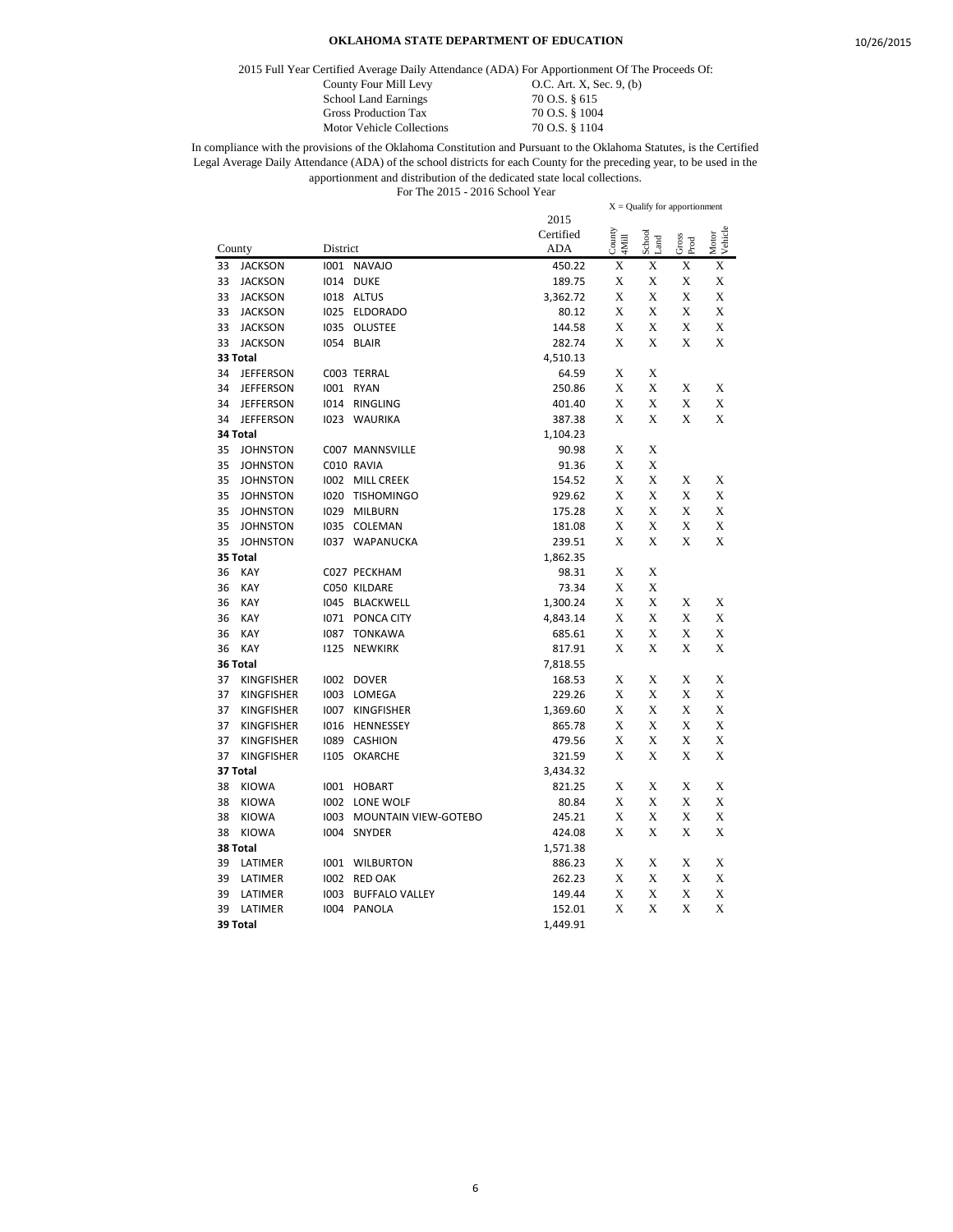# OKLAHOMA STATE DEPARTMENT OF EDUCATION

2015 Full Year Certified Average Daily Attendance (ADA) For Apportionment Of The Proceeds Of:

| | |
|---|---|
| County Four Mill Levy | O.C. Art. X, Sec. 9, (b) |
| School Land Earnings | 70 O.S. § 615 |
| Gross Production Tax | 70 O.S. § 1004 |
| Motor Vehicle Collections | 70 O.S. § 1104 |

In compliance with the provisions of the Oklahoma Constitution and Pursuant to the Oklahoma Statutes, is the Certified Legal Average Daily Attendance (ADA) of the school districts for each County for the preceding year, to be used in the apportionment and distribution of the dedicated state local collections.

For The 2015 - 2016 School Year

X = Qualify for apportionment

| County | | District | | 2015 Certified ADA | County 4Mill | School Land | Gross Prod | Motor Vehicle |
|---|---|---|---|---|---|---|---|---|
| 33 | JACKSON | I001 | NAVAJO | 450.22 | X | X | X | X |
| 33 | JACKSON | I014 | DUKE | 189.75 | X | X | X | X |
| 33 | JACKSON | I018 | ALTUS | 3,362.72 | X | X | X | X |
| 33 | JACKSON | I025 | ELDORADO | 80.12 | X | X | X | X |
| 33 | JACKSON | I035 | OLUSTEE | 144.58 | X | X | X | X |
| 33 | JACKSON | I054 | BLAIR | 282.74 | X | X | X | X |
| **33 Total** | | | | 4,510.13 | | | | |
| 34 | JEFFERSON | C003 | TERRAL | 64.59 | X | X | | |
| 34 | JEFFERSON | I001 | RYAN | 250.86 | X | X | X | X |
| 34 | JEFFERSON | I014 | RINGLING | 401.40 | X | X | X | X |
| 34 | JEFFERSON | I023 | WAURIKA | 387.38 | X | X | X | X |
| **34 Total** | | | | 1,104.23 | | | | |
| 35 | JOHNSTON | C007 | MANNSVILLE | 90.98 | X | X | | |
| 35 | JOHNSTON | C010 | RAVIA | 91.36 | X | X | | |
| 35 | JOHNSTON | I002 | MILL CREEK | 154.52 | X | X | X | X |
| 35 | JOHNSTON | I020 | TISHOMINGO | 929.62 | X | X | X | X |
| 35 | JOHNSTON | I029 | MILBURN | 175.28 | X | X | X | X |
| 35 | JOHNSTON | I035 | COLEMAN | 181.08 | X | X | X | X |
| 35 | JOHNSTON | I037 | WAPANUCKA | 239.51 | X | X | X | X |
| **35 Total** | | | | 1,862.35 | | | | |
| 36 | KAY | C027 | PECKHAM | 98.31 | X | X | | |
| 36 | KAY | C050 | KILDARE | 73.34 | X | X | | |
| 36 | KAY | I045 | BLACKWELL | 1,300.24 | X | X | X | X |
| 36 | KAY | I071 | PONCA CITY | 4,843.14 | X | X | X | X |
| 36 | KAY | I087 | TONKAWA | 685.61 | X | X | X | X |
| 36 | KAY | I125 | NEWKIRK | 817.91 | X | X | X | X |
| **36 Total** | | | | 7,818.55 | | | | |
| 37 | KINGFISHER | I002 | DOVER | 168.53 | X | X | X | X |
| 37 | KINGFISHER | I003 | LOMEGA | 229.26 | X | X | X | X |
| 37 | KINGFISHER | I007 | KINGFISHER | 1,369.60 | X | X | X | X |
| 37 | KINGFISHER | I016 | HENNESSEY | 865.78 | X | X | X | X |
| 37 | KINGFISHER | I089 | CASHION | 479.56 | X | X | X | X |
| 37 | KINGFISHER | I105 | OKARCHE | 321.59 | X | X | X | X |
| **37 Total** | | | | 3,434.32 | | | | |
| 38 | KIOWA | I001 | HOBART | 821.25 | X | X | X | X |
| 38 | KIOWA | I002 | LONE WOLF | 80.84 | X | X | X | X |
| 38 | KIOWA | I003 | MOUNTAIN VIEW-GOTEBO | 245.21 | X | X | X | X |
| 38 | KIOWA | I004 | SNYDER | 424.08 | X | X | X | X |
| **38 Total** | | | | 1,571.38 | | | | |
| 39 | LATIMER | I001 | WILBURTON | 886.23 | X | X | X | X |
| 39 | LATIMER | I002 | RED OAK | 262.23 | X | X | X | X |
| 39 | LATIMER | I003 | BUFFALO VALLEY | 149.44 | X | X | X | X |
| 39 | LATIMER | I004 | PANOLA | 152.01 | X | X | X | X |
| **39 Total** | | | | 1,449.91 | | | | |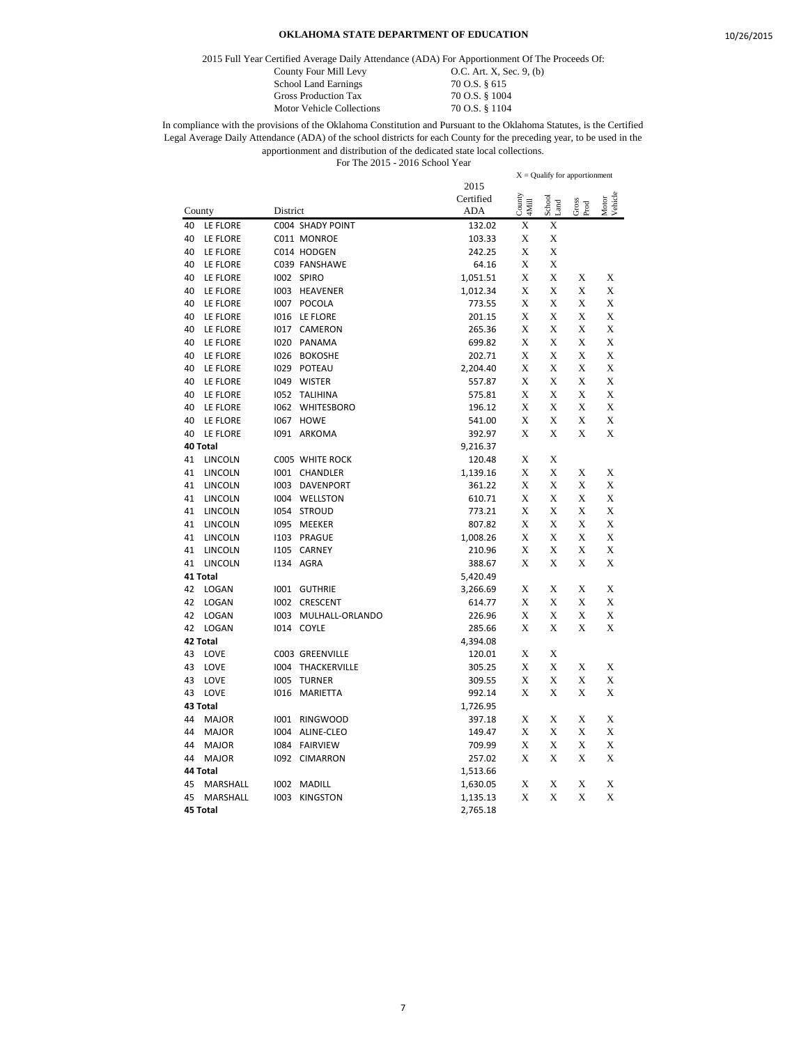**OKLAHOMA STATE DEPARTMENT OF EDUCATION**

2015 Full Year Certified Average Daily Attendance (ADA) For Apportionment Of The Proceeds Of:

| | |
|---|---|
| County Four Mill Levy | O.C. Art. X, Sec. 9, (b) |
| School Land Earnings | 70 O.S. § 615 |
| Gross Production Tax | 70 O.S. § 1004 |
| Motor Vehicle Collections | 70 O.S. § 1104 |

In compliance with the provisions of the Oklahoma Constitution and Pursuant to the Oklahoma Statutes, is the Certified Legal Average Daily Attendance (ADA) of the school districts for each County for the preceding year, to be used in the apportionment and distribution of the dedicated state local collections.

For The 2015 - 2016 School Year

X = Qualify for apportionment

| County | | District | | 2015 Certified ADA | County 4Mill | School Land | Gross Prod | Motor Vehicle |
|---|---|---|---|---|---|---|---|---|
| 40 | LE FLORE | C004 | SHADY POINT | 132.02 | X | X | | |
| 40 | LE FLORE | C011 | MONROE | 103.33 | X | X | | |
| 40 | LE FLORE | C014 | HODGEN | 242.25 | X | X | | |
| 40 | LE FLORE | C039 | FANSHAWE | 64.16 | X | X | | |
| 40 | LE FLORE | I002 | SPIRO | 1,051.51 | X | X | X | X |
| 40 | LE FLORE | I003 | HEAVENER | 1,012.34 | X | X | X | X |
| 40 | LE FLORE | I007 | POCOLA | 773.55 | X | X | X | X |
| 40 | LE FLORE | I016 | LE FLORE | 201.15 | X | X | X | X |
| 40 | LE FLORE | I017 | CAMERON | 265.36 | X | X | X | X |
| 40 | LE FLORE | I020 | PANAMA | 699.82 | X | X | X | X |
| 40 | LE FLORE | I026 | BOKOSHE | 202.71 | X | X | X | X |
| 40 | LE FLORE | I029 | POTEAU | 2,204.40 | X | X | X | X |
| 40 | LE FLORE | I049 | WISTER | 557.87 | X | X | X | X |
| 40 | LE FLORE | I052 | TALIHINA | 575.81 | X | X | X | X |
| 40 | LE FLORE | I062 | WHITESBORO | 196.12 | X | X | X | X |
| 40 | LE FLORE | I067 | HOWE | 541.00 | X | X | X | X |
| 40 | LE FLORE | I091 | ARKOMA | 392.97 | X | X | X | X |
| **40 Total** | | | | 9,216.37 | | | | |
| 41 | LINCOLN | C005 | WHITE ROCK | 120.48 | X | X | | |
| 41 | LINCOLN | I001 | CHANDLER | 1,139.16 | X | X | X | X |
| 41 | LINCOLN | I003 | DAVENPORT | 361.22 | X | X | X | X |
| 41 | LINCOLN | I004 | WELLSTON | 610.71 | X | X | X | X |
| 41 | LINCOLN | I054 | STROUD | 773.21 | X | X | X | X |
| 41 | LINCOLN | I095 | MEEKER | 807.82 | X | X | X | X |
| 41 | LINCOLN | I103 | PRAGUE | 1,008.26 | X | X | X | X |
| 41 | LINCOLN | I105 | CARNEY | 210.96 | X | X | X | X |
| 41 | LINCOLN | I134 | AGRA | 388.67 | X | X | X | X |
| **41 Total** | | | | 5,420.49 | | | | |
| 42 | LOGAN | I001 | GUTHRIE | 3,266.69 | X | X | X | X |
| 42 | LOGAN | I002 | CRESCENT | 614.77 | X | X | X | X |
| 42 | LOGAN | I003 | MULHALL-ORLANDO | 226.96 | X | X | X | X |
| 42 | LOGAN | I014 | COYLE | 285.66 | X | X | X | X |
| **42 Total** | | | | 4,394.08 | | | | |
| 43 | LOVE | C003 | GREENVILLE | 120.01 | X | X | | |
| 43 | LOVE | I004 | THACKERVILLE | 305.25 | X | X | X | X |
| 43 | LOVE | I005 | TURNER | 309.55 | X | X | X | X |
| 43 | LOVE | I016 | MARIETTA | 992.14 | X | X | X | X |
| **43 Total** | | | | 1,726.95 | | | | |
| 44 | MAJOR | I001 | RINGWOOD | 397.18 | X | X | X | X |
| 44 | MAJOR | I004 | ALINE-CLEO | 149.47 | X | X | X | X |
| 44 | MAJOR | I084 | FAIRVIEW | 709.99 | X | X | X | X |
| 44 | MAJOR | I092 | CIMARRON | 257.02 | X | X | X | X |
| **44 Total** | | | | 1,513.66 | | | | |
| 45 | MARSHALL | I002 | MADILL | 1,630.05 | X | X | X | X |
| 45 | MARSHALL | I003 | KINGSTON | 1,135.13 | X | X | X | X |
| **45 Total** | | | | 2,765.18 | | | | |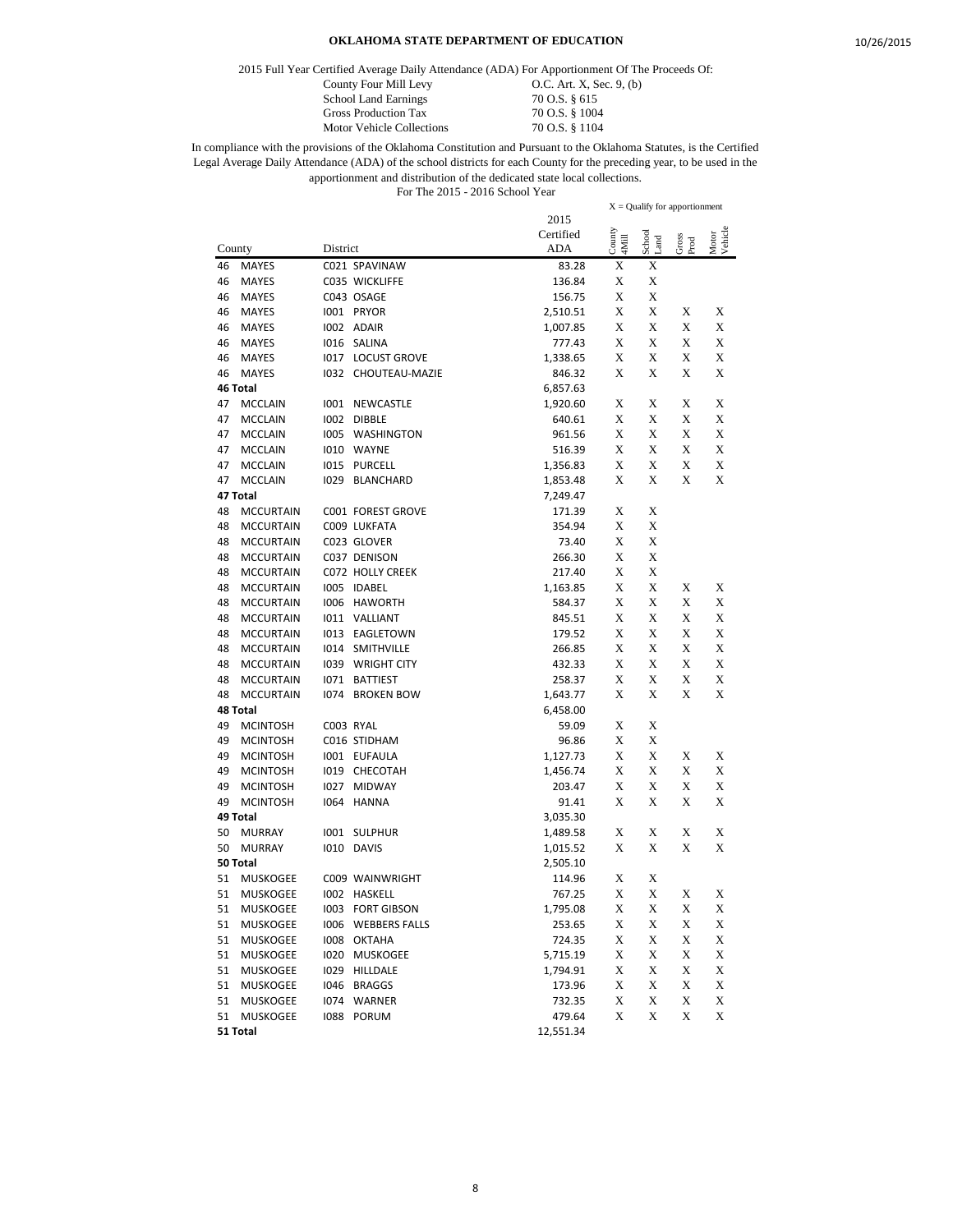**OKLAHOMA STATE DEPARTMENT OF EDUCATION**

2015 Full Year Certified Average Daily Attendance (ADA) For Apportionment Of The Proceeds Of:

| | |
|---|---|
| County Four Mill Levy | O.C. Art. X, Sec. 9, (b) |
| School Land Earnings | 70 O.S. § 615 |
| Gross Production Tax | 70 O.S. § 1004 |
| Motor Vehicle Collections | 70 O.S. § 1104 |

In compliance with the provisions of the Oklahoma Constitution and Pursuant to the Oklahoma Statutes, is the Certified Legal Average Daily Attendance (ADA) of the school districts for each County for the preceding year, to be used in the apportionment and distribution of the dedicated state local collections.

For The 2015 - 2016 School Year

X = Qualify for apportionment

| County | | District | | 2015 Certified ADA | County 4Mill | School Land | Gross Prod | Motor Vehicle |
|---|---|---|---|---|---|---|---|---|
| 46 | MAYES | C021 | SPAVINAW | 83.28 | X | X | | |
| 46 | MAYES | C035 | WICKLIFFE | 136.84 | X | X | | |
| 46 | MAYES | C043 | OSAGE | 156.75 | X | X | | |
| 46 | MAYES | I001 | PRYOR | 2,510.51 | X | X | X | X |
| 46 | MAYES | I002 | ADAIR | 1,007.85 | X | X | X | X |
| 46 | MAYES | I016 | SALINA | 777.43 | X | X | X | X |
| 46 | MAYES | I017 | LOCUST GROVE | 1,338.65 | X | X | X | X |
| 46 | MAYES | I032 | CHOUTEAU-MAZIE | 846.32 | X | X | X | X |
| **46 Total** | | | | 6,857.63 | | | | |
| 47 | MCCLAIN | I001 | NEWCASTLE | 1,920.60 | X | X | X | X |
| 47 | MCCLAIN | I002 | DIBBLE | 640.61 | X | X | X | X |
| 47 | MCCLAIN | I005 | WASHINGTON | 961.56 | X | X | X | X |
| 47 | MCCLAIN | I010 | WAYNE | 516.39 | X | X | X | X |
| 47 | MCCLAIN | I015 | PURCELL | 1,356.83 | X | X | X | X |
| 47 | MCCLAIN | I029 | BLANCHARD | 1,853.48 | X | X | X | X |
| **47 Total** | | | | 7,249.47 | | | | |
| 48 | MCCURTAIN | C001 | FOREST GROVE | 171.39 | X | X | | |
| 48 | MCCURTAIN | C009 | LUKFATA | 354.94 | X | X | | |
| 48 | MCCURTAIN | C023 | GLOVER | 73.40 | X | X | | |
| 48 | MCCURTAIN | C037 | DENISON | 266.30 | X | X | | |
| 48 | MCCURTAIN | C072 | HOLLY CREEK | 217.40 | X | X | | |
| 48 | MCCURTAIN | I005 | IDABEL | 1,163.85 | X | X | X | X |
| 48 | MCCURTAIN | I006 | HAWORTH | 584.37 | X | X | X | X |
| 48 | MCCURTAIN | I011 | VALLIANT | 845.51 | X | X | X | X |
| 48 | MCCURTAIN | I013 | EAGLETOWN | 179.52 | X | X | X | X |
| 48 | MCCURTAIN | I014 | SMITHVILLE | 266.85 | X | X | X | X |
| 48 | MCCURTAIN | I039 | WRIGHT CITY | 432.33 | X | X | X | X |
| 48 | MCCURTAIN | I071 | BATTIEST | 258.37 | X | X | X | X |
| 48 | MCCURTAIN | I074 | BROKEN BOW | 1,643.77 | X | X | X | X |
| **48 Total** | | | | 6,458.00 | | | | |
| 49 | MCINTOSH | C003 | RYAL | 59.09 | X | X | | |
| 49 | MCINTOSH | C016 | STIDHAM | 96.86 | X | X | | |
| 49 | MCINTOSH | I001 | EUFAULA | 1,127.73 | X | X | X | X |
| 49 | MCINTOSH | I019 | CHECOTAH | 1,456.74 | X | X | X | X |
| 49 | MCINTOSH | I027 | MIDWAY | 203.47 | X | X | X | X |
| 49 | MCINTOSH | I064 | HANNA | 91.41 | X | X | X | X |
| **49 Total** | | | | 3,035.30 | | | | |
| 50 | MURRAY | I001 | SULPHUR | 1,489.58 | X | X | X | X |
| 50 | MURRAY | I010 | DAVIS | 1,015.52 | X | X | X | X |
| **50 Total** | | | | 2,505.10 | | | | |
| 51 | MUSKOGEE | C009 | WAINWRIGHT | 114.96 | X | X | | |
| 51 | MUSKOGEE | I002 | HASKELL | 767.25 | X | X | X | X |
| 51 | MUSKOGEE | I003 | FORT GIBSON | 1,795.08 | X | X | X | X |
| 51 | MUSKOGEE | I006 | WEBBERS FALLS | 253.65 | X | X | X | X |
| 51 | MUSKOGEE | I008 | OKTAHA | 724.35 | X | X | X | X |
| 51 | MUSKOGEE | I020 | MUSKOGEE | 5,715.19 | X | X | X | X |
| 51 | MUSKOGEE | I029 | HILLDALE | 1,794.91 | X | X | X | X |
| 51 | MUSKOGEE | I046 | BRAGGS | 173.96 | X | X | X | X |
| 51 | MUSKOGEE | I074 | WARNER | 732.35 | X | X | X | X |
| 51 | MUSKOGEE | I088 | PORUM | 479.64 | X | X | X | X |
| **51 Total** | | | | 12,551.34 | | | | |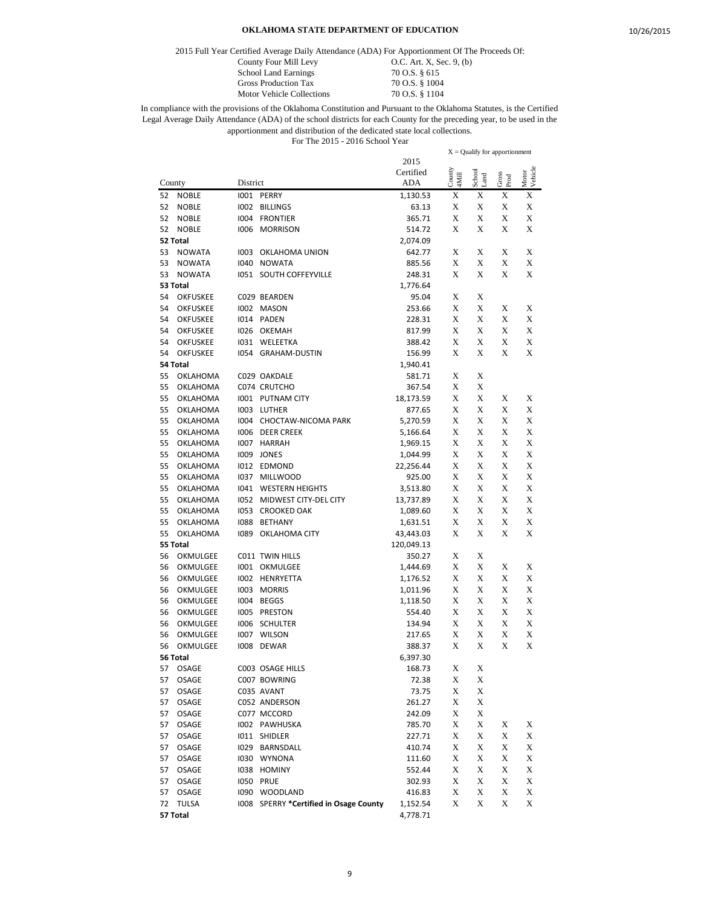**OKLAHOMA STATE DEPARTMENT OF EDUCATION**

10/26/2015

2015 Full Year Certified Average Daily Attendance (ADA) For Apportionment Of The Proceeds Of:

| | |
|---|---|
| County Four Mill Levy | O.C. Art. X, Sec. 9, (b) |
| School Land Earnings | 70 O.S. § 615 |
| Gross Production Tax | 70 O.S. § 1004 |
| Motor Vehicle Collections | 70 O.S. § 1104 |

In compliance with the provisions of the Oklahoma Constitution and Pursuant to the Oklahoma Statutes, is the Certified Legal Average Daily Attendance (ADA) of the school districts for each County for the preceding year, to be used in the apportionment and distribution of the dedicated state local collections.

For The 2015 - 2016 School Year

X = Qualify for apportionment

| County | | District | | 2015 Certified ADA | County 4Mill | School Land | Gross Prod | Motor Vehicle |
|---|---|---|---|---|---|---|---|---|
| 52 | NOBLE | I001 | PERRY | 1,130.53 | X | X | X | X |
| 52 | NOBLE | I002 | BILLINGS | 63.13 | X | X | X | X |
| 52 | NOBLE | I004 | FRONTIER | 365.71 | X | X | X | X |
| 52 | NOBLE | I006 | MORRISON | 514.72 | X | X | X | X |
| 52 Total | | | | 2,074.09 | | | | |
| 53 | NOWATA | I003 | OKLAHOMA UNION | 642.77 | X | X | X | X |
| 53 | NOWATA | I040 | NOWATA | 885.56 | X | X | X | X |
| 53 | NOWATA | I051 | SOUTH COFFEYVILLE | 248.31 | X | X | X | X |
| 53 Total | | | | 1,776.64 | | | | |
| 54 | OKFUSKEE | C029 | BEARDEN | 95.04 | X | X | | |
| 54 | OKFUSKEE | I002 | MASON | 253.66 | X | X | X | X |
| 54 | OKFUSKEE | I014 | PADEN | 228.31 | X | X | X | X |
| 54 | OKFUSKEE | I026 | OKEMAH | 817.99 | X | X | X | X |
| 54 | OKFUSKEE | I031 | WELEETKA | 388.42 | X | X | X | X |
| 54 | OKFUSKEE | I054 | GRAHAM-DUSTIN | 156.99 | X | X | X | X |
| 54 Total | | | | 1,940.41 | | | | |
| 55 | OKLAHOMA | C029 | OAKDALE | 581.71 | X | X | | |
| 55 | OKLAHOMA | C074 | CRUTCHO | 367.54 | X | X | | |
| 55 | OKLAHOMA | I001 | PUTNAM CITY | 18,173.59 | X | X | X | X |
| 55 | OKLAHOMA | I003 | LUTHER | 877.65 | X | X | X | X |
| 55 | OKLAHOMA | I004 | CHOCTAW-NICOMA PARK | 5,270.59 | X | X | X | X |
| 55 | OKLAHOMA | I006 | DEER CREEK | 5,166.64 | X | X | X | X |
| 55 | OKLAHOMA | I007 | HARRAH | 1,969.15 | X | X | X | X |
| 55 | OKLAHOMA | I009 | JONES | 1,044.99 | X | X | X | X |
| 55 | OKLAHOMA | I012 | EDMOND | 22,256.44 | X | X | X | X |
| 55 | OKLAHOMA | I037 | MILLWOOD | 925.00 | X | X | X | X |
| 55 | OKLAHOMA | I041 | WESTERN HEIGHTS | 3,513.80 | X | X | X | X |
| 55 | OKLAHOMA | I052 | MIDWEST CITY-DEL CITY | 13,737.89 | X | X | X | X |
| 55 | OKLAHOMA | I053 | CROOKED OAK | 1,089.60 | X | X | X | X |
| 55 | OKLAHOMA | I088 | BETHANY | 1,631.51 | X | X | X | X |
| 55 | OKLAHOMA | I089 | OKLAHOMA CITY | 43,443.03 | X | X | X | X |
| 55 Total | | | | 120,049.13 | | | | |
| 56 | OKMULGEE | C011 | TWIN HILLS | 350.27 | X | X | | |
| 56 | OKMULGEE | I001 | OKMULGEE | 1,444.69 | X | X | X | X |
| 56 | OKMULGEE | I002 | HENRYETTA | 1,176.52 | X | X | X | X |
| 56 | OKMULGEE | I003 | MORRIS | 1,011.96 | X | X | X | X |
| 56 | OKMULGEE | I004 | BEGGS | 1,118.50 | X | X | X | X |
| 56 | OKMULGEE | I005 | PRESTON | 554.40 | X | X | X | X |
| 56 | OKMULGEE | I006 | SCHULTER | 134.94 | X | X | X | X |
| 56 | OKMULGEE | I007 | WILSON | 217.65 | X | X | X | X |
| 56 | OKMULGEE | I008 | DEWAR | 388.37 | X | X | X | X |
| 56 Total | | | | 6,397.30 | | | | |
| 57 | OSAGE | C003 | OSAGE HILLS | 168.73 | X | X | | |
| 57 | OSAGE | C007 | BOWRING | 72.38 | X | X | | |
| 57 | OSAGE | C035 | AVANT | 73.75 | X | X | | |
| 57 | OSAGE | C052 | ANDERSON | 261.27 | X | X | | |
| 57 | OSAGE | C077 | MCCORD | 242.09 | X | X | | |
| 57 | OSAGE | I002 | PAWHUSKA | 785.70 | X | X | X | X |
| 57 | OSAGE | I011 | SHIDLER | 227.71 | X | X | X | X |
| 57 | OSAGE | I029 | BARNSDALL | 410.74 | X | X | X | X |
| 57 | OSAGE | I030 | WYNONA | 111.60 | X | X | X | X |
| 57 | OSAGE | I038 | HOMINY | 552.44 | X | X | X | X |
| 57 | OSAGE | I050 | PRUE | 302.93 | X | X | X | X |
| 57 | OSAGE | I090 | WOODLAND | 416.83 | X | X | X | X |
| 72 | TULSA | I008 | SPERRY **\*Certified in Osage County** | 1,152.54 | X | X | X | X |
| 57 Total | | | | 4,778.71 | | | | |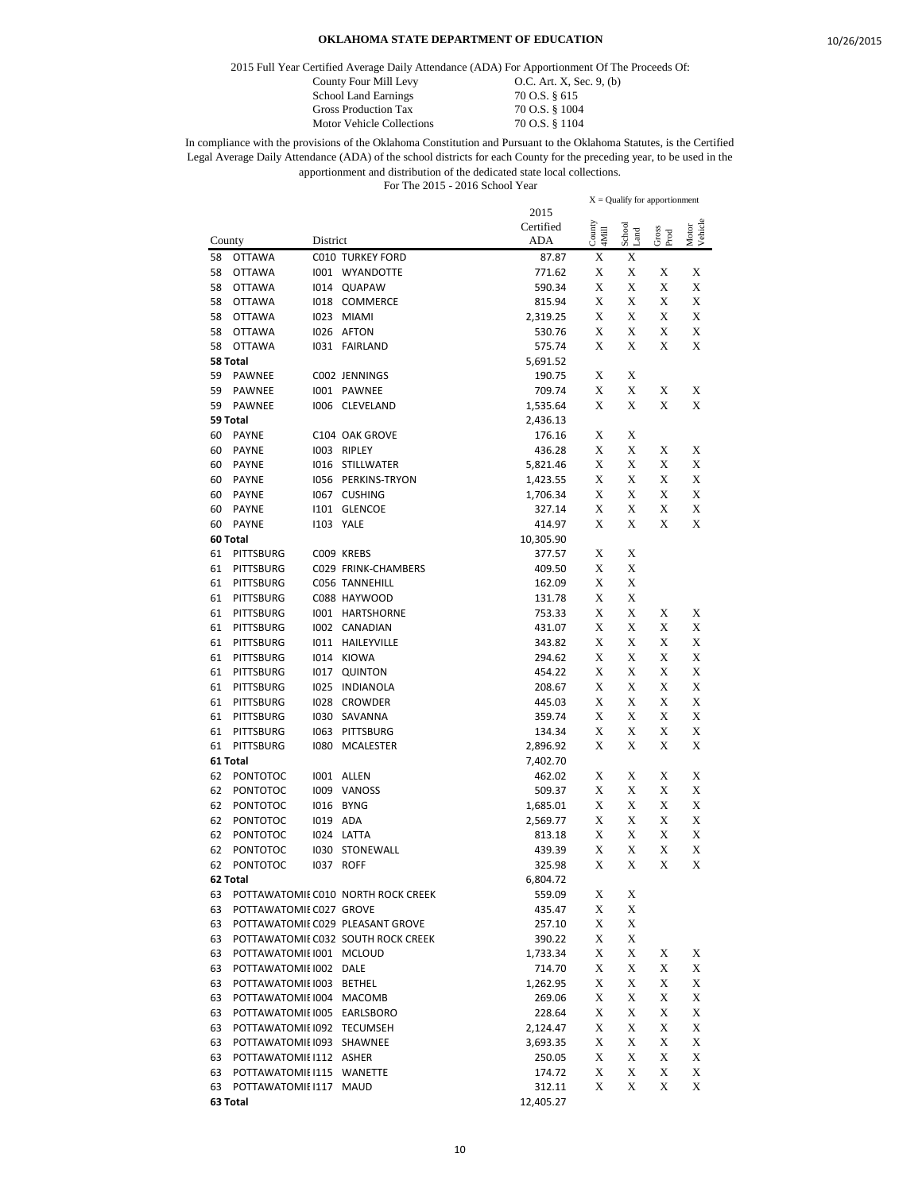**OKLAHOMA STATE DEPARTMENT OF EDUCATION**

2015 Full Year Certified Average Daily Attendance (ADA) For Apportionment Of The Proceeds Of:

| | |
|---|---|
| County Four Mill Levy | O.C. Art. X, Sec. 9, (b) |
| School Land Earnings | 70 O.S. § 615 |
| Gross Production Tax | 70 O.S. § 1004 |
| Motor Vehicle Collections | 70 O.S. § 1104 |

In compliance with the provisions of the Oklahoma Constitution and Pursuant to the Oklahoma Statutes, is the Certified Legal Average Daily Attendance (ADA) of the school districts for each County for the preceding year, to be used in the apportionment and distribution of the dedicated state local collections.

For The 2015 - 2016 School Year

X = Qualify for apportionment

| County | | District | | 2015 Certified ADA | County 4Mill | School Land | Gross Prod | Motor Vehicle |
|---|---|---|---|---|---|---|---|---|
| 58 | OTTAWA | C010 | TURKEY FORD | 87.87 | X | X | | |
| 58 | OTTAWA | I001 | WYANDOTTE | 771.62 | X | X | X | X |
| 58 | OTTAWA | I014 | QUAPAW | 590.34 | X | X | X | X |
| 58 | OTTAWA | I018 | COMMERCE | 815.94 | X | X | X | X |
| 58 | OTTAWA | I023 | MIAMI | 2,319.25 | X | X | X | X |
| 58 | OTTAWA | I026 | AFTON | 530.76 | X | X | X | X |
| 58 | OTTAWA | I031 | FAIRLAND | 575.74 | X | X | X | X |
| **58 Total** | | | | 5,691.52 | | | | |
| 59 | PAWNEE | C002 | JENNINGS | 190.75 | X | X | | |
| 59 | PAWNEE | I001 | PAWNEE | 709.74 | X | X | X | X |
| 59 | PAWNEE | I006 | CLEVELAND | 1,535.64 | X | X | X | X |
| **59 Total** | | | | 2,436.13 | | | | |
| 60 | PAYNE | C104 | OAK GROVE | 176.16 | X | X | | |
| 60 | PAYNE | I003 | RIPLEY | 436.28 | X | X | X | X |
| 60 | PAYNE | I016 | STILLWATER | 5,821.46 | X | X | X | X |
| 60 | PAYNE | I056 | PERKINS-TRYON | 1,423.55 | X | X | X | X |
| 60 | PAYNE | I067 | CUSHING | 1,706.34 | X | X | X | X |
| 60 | PAYNE | I101 | GLENCOE | 327.14 | X | X | X | X |
| 60 | PAYNE | I103 | YALE | 414.97 | X | X | X | X |
| **60 Total** | | | | 10,305.90 | | | | |
| 61 | PITTSBURG | C009 | KREBS | 377.57 | X | X | | |
| 61 | PITTSBURG | C029 | FRINK-CHAMBERS | 409.50 | X | X | | |
| 61 | PITTSBURG | C056 | TANNEHILL | 162.09 | X | X | | |
| 61 | PITTSBURG | C088 | HAYWOOD | 131.78 | X | X | | |
| 61 | PITTSBURG | I001 | HARTSHORNE | 753.33 | X | X | X | X |
| 61 | PITTSBURG | I002 | CANADIAN | 431.07 | X | X | X | X |
| 61 | PITTSBURG | I011 | HAILEYVILLE | 343.82 | X | X | X | X |
| 61 | PITTSBURG | I014 | KIOWA | 294.62 | X | X | X | X |
| 61 | PITTSBURG | I017 | QUINTON | 454.22 | X | X | X | X |
| 61 | PITTSBURG | I025 | INDIANOLA | 208.67 | X | X | X | X |
| 61 | PITTSBURG | I028 | CROWDER | 445.03 | X | X | X | X |
| 61 | PITTSBURG | I030 | SAVANNA | 359.74 | X | X | X | X |
| 61 | PITTSBURG | I063 | PITTSBURG | 134.34 | X | X | X | X |
| 61 | PITTSBURG | I080 | MCALESTER | 2,896.92 | X | X | X | X |
| **61 Total** | | | | 7,402.70 | | | | |
| 62 | PONTOTOC | I001 | ALLEN | 462.02 | X | X | X | X |
| 62 | PONTOTOC | I009 | VANOSS | 509.37 | X | X | X | X |
| 62 | PONTOTOC | I016 | BYNG | 1,685.01 | X | X | X | X |
| 62 | PONTOTOC | I019 | ADA | 2,569.77 | X | X | X | X |
| 62 | PONTOTOC | I024 | LATTA | 813.18 | X | X | X | X |
| 62 | PONTOTOC | I030 | STONEWALL | 439.39 | X | X | X | X |
| 62 | PONTOTOC | I037 | ROFF | 325.98 | X | X | X | X |
| **62 Total** | | | | 6,804.72 | | | | |
| 63 | POTTAWATOMIE | C010 | NORTH ROCK CREEK | 559.09 | X | X | | |
| 63 | POTTAWATOMIE | C027 | GROVE | 435.47 | X | X | | |
| 63 | POTTAWATOMIE | C029 | PLEASANT GROVE | 257.10 | X | X | | |
| 63 | POTTAWATOMIE | C032 | SOUTH ROCK CREEK | 390.22 | X | X | | |
| 63 | POTTAWATOMIE | I001 | MCLOUD | 1,733.34 | X | X | X | X |
| 63 | POTTAWATOMIE | I002 | DALE | 714.70 | X | X | X | X |
| 63 | POTTAWATOMIE | I003 | BETHEL | 1,262.95 | X | X | X | X |
| 63 | POTTAWATOMIE | I004 | MACOMB | 269.06 | X | X | X | X |
| 63 | POTTAWATOMIE | I005 | EARLSBORO | 228.64 | X | X | X | X |
| 63 | POTTAWATOMIE | I092 | TECUMSEH | 2,124.47 | X | X | X | X |
| 63 | POTTAWATOMIE | I093 | SHAWNEE | 3,693.35 | X | X | X | X |
| 63 | POTTAWATOMIE | I112 | ASHER | 250.05 | X | X | X | X |
| 63 | POTTAWATOMIE | I115 | WANETTE | 174.72 | X | X | X | X |
| 63 | POTTAWATOMIE | I117 | MAUD | 312.11 | X | X | X | X |
| **63 Total** | | | | 12,405.27 | | | | |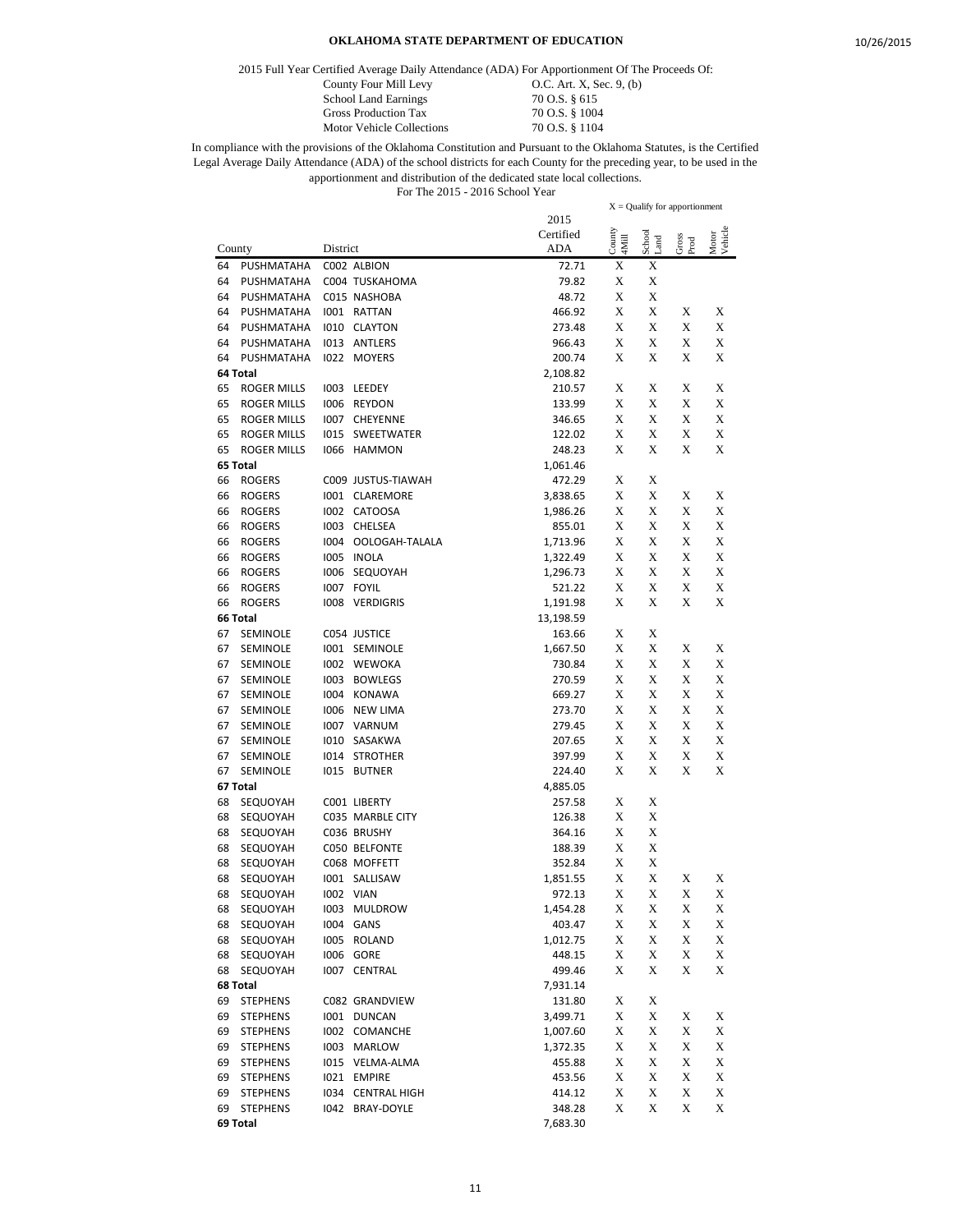# OKLAHOMA STATE DEPARTMENT OF EDUCATION

2015 Full Year Certified Average Daily Attendance (ADA) For Apportionment Of The Proceeds Of:

| | |
|---|---|
| County Four Mill Levy | O.C. Art. X, Sec. 9, (b) |
| School Land Earnings | 70 O.S. § 615 |
| Gross Production Tax | 70 O.S. § 1004 |
| Motor Vehicle Collections | 70 O.S. § 1104 |

In compliance with the provisions of the Oklahoma Constitution and Pursuant to the Oklahoma Statutes, is the Certified Legal Average Daily Attendance (ADA) of the school districts for each County for the preceding year, to be used in the apportionment and distribution of the dedicated state local collections.

For The 2015 - 2016 School Year

X = Qualify for apportionment

| County | | District | | 2015 Certified ADA | County 4Mill | School Land | Gross Prod | Motor Vehicle |
|---|---|---|---|---|---|---|---|---|
| 64 | PUSHMATAHA | C002 | ALBION | 72.71 | X | X | | |
| 64 | PUSHMATAHA | C004 | TUSKAHOMA | 79.82 | X | X | | |
| 64 | PUSHMATAHA | C015 | NASHOBA | 48.72 | X | X | | |
| 64 | PUSHMATAHA | I001 | RATTAN | 466.92 | X | X | X | X |
| 64 | PUSHMATAHA | I010 | CLAYTON | 273.48 | X | X | X | X |
| 64 | PUSHMATAHA | I013 | ANTLERS | 966.43 | X | X | X | X |
| 64 | PUSHMATAHA | I022 | MOYERS | 200.74 | X | X | X | X |
| 64 Total | | | | 2,108.82 | | | | |
| 65 | ROGER MILLS | I003 | LEEDEY | 210.57 | X | X | X | X |
| 65 | ROGER MILLS | I006 | REYDON | 133.99 | X | X | X | X |
| 65 | ROGER MILLS | I007 | CHEYENNE | 346.65 | X | X | X | X |
| 65 | ROGER MILLS | I015 | SWEETWATER | 122.02 | X | X | X | X |
| 65 | ROGER MILLS | I066 | HAMMON | 248.23 | X | X | X | X |
| 65 Total | | | | 1,061.46 | | | | |
| 66 | ROGERS | C009 | JUSTUS-TIAWAH | 472.29 | X | X | | |
| 66 | ROGERS | I001 | CLAREMORE | 3,838.65 | X | X | X | X |
| 66 | ROGERS | I002 | CATOOSA | 1,986.26 | X | X | X | X |
| 66 | ROGERS | I003 | CHELSEA | 855.01 | X | X | X | X |
| 66 | ROGERS | I004 | OOLOGAH-TALALA | 1,713.96 | X | X | X | X |
| 66 | ROGERS | I005 | INOLA | 1,322.49 | X | X | X | X |
| 66 | ROGERS | I006 | SEQUOYAH | 1,296.73 | X | X | X | X |
| 66 | ROGERS | I007 | FOYIL | 521.22 | X | X | X | X |
| 66 | ROGERS | I008 | VERDIGRIS | 1,191.98 | X | X | X | X |
| 66 Total | | | | 13,198.59 | | | | |
| 67 | SEMINOLE | C054 | JUSTICE | 163.66 | X | X | | |
| 67 | SEMINOLE | I001 | SEMINOLE | 1,667.50 | X | X | X | X |
| 67 | SEMINOLE | I002 | WEWOKA | 730.84 | X | X | X | X |
| 67 | SEMINOLE | I003 | BOWLEGS | 270.59 | X | X | X | X |
| 67 | SEMINOLE | I004 | KONAWA | 669.27 | X | X | X | X |
| 67 | SEMINOLE | I006 | NEW LIMA | 273.70 | X | X | X | X |
| 67 | SEMINOLE | I007 | VARNUM | 279.45 | X | X | X | X |
| 67 | SEMINOLE | I010 | SASAKWA | 207.65 | X | X | X | X |
| 67 | SEMINOLE | I014 | STROTHER | 397.99 | X | X | X | X |
| 67 | SEMINOLE | I015 | BUTNER | 224.40 | X | X | X | X |
| 67 Total | | | | 4,885.05 | | | | |
| 68 | SEQUOYAH | C001 | LIBERTY | 257.58 | X | X | | |
| 68 | SEQUOYAH | C035 | MARBLE CITY | 126.38 | X | X | | |
| 68 | SEQUOYAH | C036 | BRUSHY | 364.16 | X | X | | |
| 68 | SEQUOYAH | C050 | BELFONTE | 188.39 | X | X | | |
| 68 | SEQUOYAH | C068 | MOFFETT | 352.84 | X | X | | |
| 68 | SEQUOYAH | I001 | SALLISAW | 1,851.55 | X | X | X | X |
| 68 | SEQUOYAH | I002 | VIAN | 972.13 | X | X | X | X |
| 68 | SEQUOYAH | I003 | MULDROW | 1,454.28 | X | X | X | X |
| 68 | SEQUOYAH | I004 | GANS | 403.47 | X | X | X | X |
| 68 | SEQUOYAH | I005 | ROLAND | 1,012.75 | X | X | X | X |
| 68 | SEQUOYAH | I006 | GORE | 448.15 | X | X | X | X |
| 68 | SEQUOYAH | I007 | CENTRAL | 499.46 | X | X | X | X |
| 68 Total | | | | 7,931.14 | | | | |
| 69 | STEPHENS | C082 | GRANDVIEW | 131.80 | X | X | | |
| 69 | STEPHENS | I001 | DUNCAN | 3,499.71 | X | X | X | X |
| 69 | STEPHENS | I002 | COMANCHE | 1,007.60 | X | X | X | X |
| 69 | STEPHENS | I003 | MARLOW | 1,372.35 | X | X | X | X |
| 69 | STEPHENS | I015 | VELMA-ALMA | 455.88 | X | X | X | X |
| 69 | STEPHENS | I021 | EMPIRE | 453.56 | X | X | X | X |
| 69 | STEPHENS | I034 | CENTRAL HIGH | 414.12 | X | X | X | X |
| 69 | STEPHENS | I042 | BRAY-DOYLE | 348.28 | X | X | X | X |
| 69 Total | | | | 7,683.30 | | | | |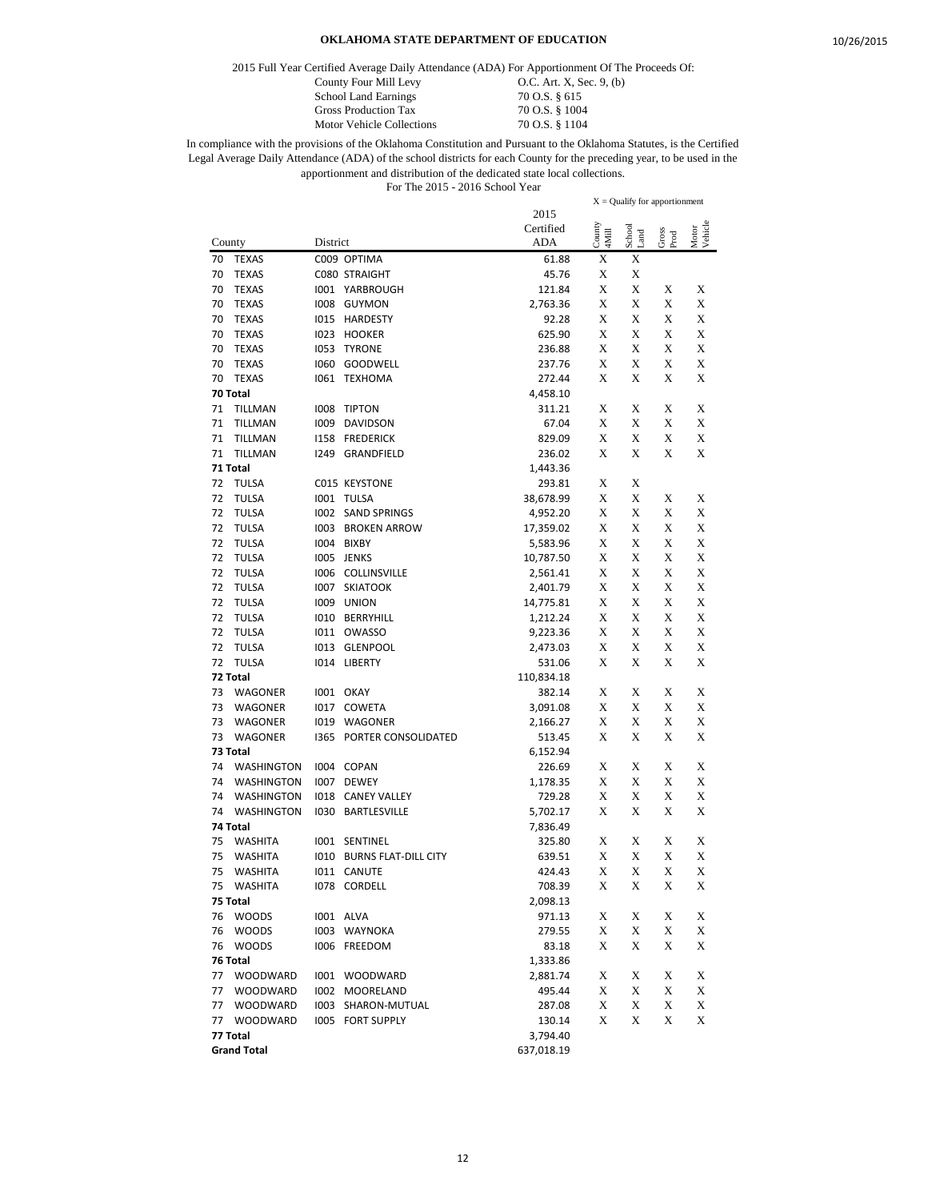**OKLAHOMA STATE DEPARTMENT OF EDUCATION**

2015 Full Year Certified Average Daily Attendance (ADA) For Apportionment Of The Proceeds Of:

| | |
|---|---|
| County Four Mill Levy | O.C. Art. X, Sec. 9, (b) |
| School Land Earnings | 70 O.S. § 615 |
| Gross Production Tax | 70 O.S. § 1004 |
| Motor Vehicle Collections | 70 O.S. § 1104 |

In compliance with the provisions of the Oklahoma Constitution and Pursuant to the Oklahoma Statutes, is the Certified Legal Average Daily Attendance (ADA) of the school districts for each County for the preceding year, to be used in the apportionment and distribution of the dedicated state local collections.

For The 2015 - 2016 School Year

X = Qualify for apportionment

| County | | District | | 2015 Certified ADA | County 4Mill | School Land | Gross Prod | Motor Vehicle |
|---|---|---|---|---|---|---|---|---|
| 70 | TEXAS | C009 | OPTIMA | 61.88 | X | X | | |
| 70 | TEXAS | C080 | STRAIGHT | 45.76 | X | X | | |
| 70 | TEXAS | I001 | YARBROUGH | 121.84 | X | X | X | X |
| 70 | TEXAS | I008 | GUYMON | 2,763.36 | X | X | X | X |
| 70 | TEXAS | I015 | HARDESTY | 92.28 | X | X | X | X |
| 70 | TEXAS | I023 | HOOKER | 625.90 | X | X | X | X |
| 70 | TEXAS | I053 | TYRONE | 236.88 | X | X | X | X |
| 70 | TEXAS | I060 | GOODWELL | 237.76 | X | X | X | X |
| 70 | TEXAS | I061 | TEXHOMA | 272.44 | X | X | X | X |
| **70 Total** | | | | 4,458.10 | | | | |
| 71 | TILLMAN | I008 | TIPTON | 311.21 | X | X | X | X |
| 71 | TILLMAN | I009 | DAVIDSON | 67.04 | X | X | X | X |
| 71 | TILLMAN | I158 | FREDERICK | 829.09 | X | X | X | X |
| 71 | TILLMAN | I249 | GRANDFIELD | 236.02 | X | X | X | X |
| **71 Total** | | | | 1,443.36 | | | | |
| 72 | TULSA | C015 | KEYSTONE | 293.81 | X | X | | |
| 72 | TULSA | I001 | TULSA | 38,678.99 | X | X | X | X |
| 72 | TULSA | I002 | SAND SPRINGS | 4,952.20 | X | X | X | X |
| 72 | TULSA | I003 | BROKEN ARROW | 17,359.02 | X | X | X | X |
| 72 | TULSA | I004 | BIXBY | 5,583.96 | X | X | X | X |
| 72 | TULSA | I005 | JENKS | 10,787.50 | X | X | X | X |
| 72 | TULSA | I006 | COLLINSVILLE | 2,561.41 | X | X | X | X |
| 72 | TULSA | I007 | SKIATOOK | 2,401.79 | X | X | X | X |
| 72 | TULSA | I009 | UNION | 14,775.81 | X | X | X | X |
| 72 | TULSA | I010 | BERRYHILL | 1,212.24 | X | X | X | X |
| 72 | TULSA | I011 | OWASSO | 9,223.36 | X | X | X | X |
| 72 | TULSA | I013 | GLENPOOL | 2,473.03 | X | X | X | X |
| 72 | TULSA | I014 | LIBERTY | 531.06 | X | X | X | X |
| **72 Total** | | | | 110,834.18 | | | | |
| 73 | WAGONER | I001 | OKAY | 382.14 | X | X | X | X |
| 73 | WAGONER | I017 | COWETA | 3,091.08 | X | X | X | X |
| 73 | WAGONER | I019 | WAGONER | 2,166.27 | X | X | X | X |
| 73 | WAGONER | I365 | PORTER CONSOLIDATED | 513.45 | X | X | X | X |
| **73 Total** | | | | 6,152.94 | | | | |
| 74 | WASHINGTON | I004 | COPAN | 226.69 | X | X | X | X |
| 74 | WASHINGTON | I007 | DEWEY | 1,178.35 | X | X | X | X |
| 74 | WASHINGTON | I018 | CANEY VALLEY | 729.28 | X | X | X | X |
| 74 | WASHINGTON | I030 | BARTLESVILLE | 5,702.17 | X | X | X | X |
| **74 Total** | | | | 7,836.49 | | | | |
| 75 | WASHITA | I001 | SENTINEL | 325.80 | X | X | X | X |
| 75 | WASHITA | I010 | BURNS FLAT-DILL CITY | 639.51 | X | X | X | X |
| 75 | WASHITA | I011 | CANUTE | 424.43 | X | X | X | X |
| 75 | WASHITA | I078 | CORDELL | 708.39 | X | X | X | X |
| **75 Total** | | | | 2,098.13 | | | | |
| 76 | WOODS | I001 | ALVA | 971.13 | X | X | X | X |
| 76 | WOODS | I003 | WAYNOKA | 279.55 | X | X | X | X |
| 76 | WOODS | I006 | FREEDOM | 83.18 | X | X | X | X |
| **76 Total** | | | | 1,333.86 | | | | |
| 77 | WOODWARD | I001 | WOODWARD | 2,881.74 | X | X | X | X |
| 77 | WOODWARD | I002 | MOORELAND | 495.44 | X | X | X | X |
| 77 | WOODWARD | I003 | SHARON-MUTUAL | 287.08 | X | X | X | X |
| 77 | WOODWARD | I005 | FORT SUPPLY | 130.14 | X | X | X | X |
| **77 Total** | | | | 3,794.40 | | | | |
| **Grand Total** | | | | 637,018.19 | | | | |